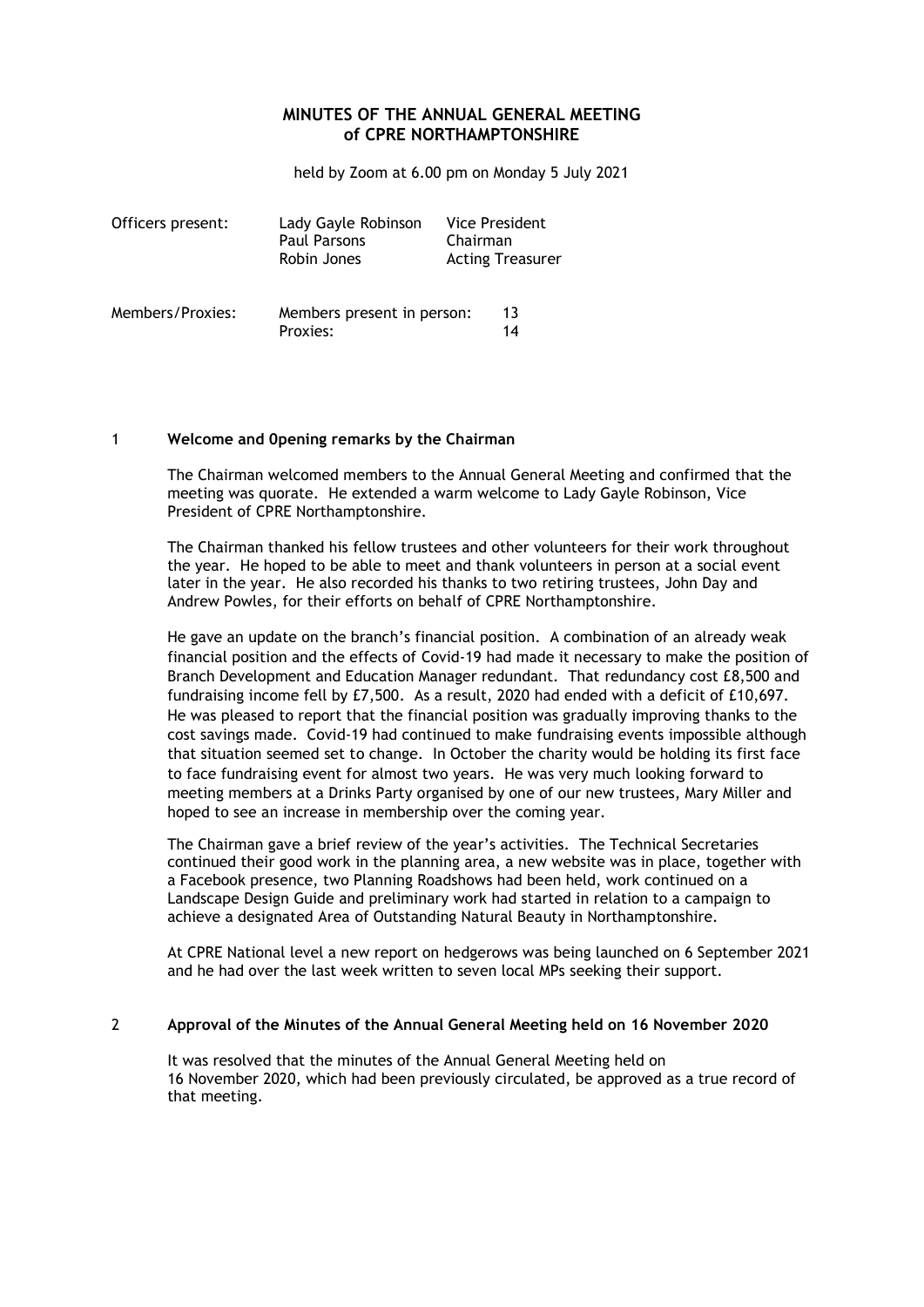# MINUTES OF THE ANNUAL GENERAL MEETING of CPRE NORTHAMPTONSHIRE

held by Zoom at 6.00 pm on Monday 5 July 2021

| Officers present: | Lady Gayle Robinson | Vice President |
|---|---|---|
| | Paul Parsons | Chairman |
| | Robin Jones | Acting Treasurer |

| Members/Proxies: | Members present in person: | 13 |
|---|---|---|
| | Proxies: | 14 |

## 1 Welcome and 0pening remarks by the Chairman

The Chairman welcomed members to the Annual General Meeting and confirmed that the meeting was quorate. He extended a warm welcome to Lady Gayle Robinson, Vice President of CPRE Northamptonshire.

The Chairman thanked his fellow trustees and other volunteers for their work throughout the year. He hoped to be able to meet and thank volunteers in person at a social event later in the year. He also recorded his thanks to two retiring trustees, John Day and Andrew Powles, for their efforts on behalf of CPRE Northamptonshire.

He gave an update on the branch's financial position. A combination of an already weak financial position and the effects of Covid-19 had made it necessary to make the position of Branch Development and Education Manager redundant. That redundancy cost £8,500 and fundraising income fell by £7,500. As a result, 2020 had ended with a deficit of £10,697. He was pleased to report that the financial position was gradually improving thanks to the cost savings made. Covid-19 had continued to make fundraising events impossible although that situation seemed set to change. In October the charity would be holding its first face to face fundraising event for almost two years. He was very much looking forward to meeting members at a Drinks Party organised by one of our new trustees, Mary Miller and hoped to see an increase in membership over the coming year.

The Chairman gave a brief review of the year's activities. The Technical Secretaries continued their good work in the planning area, a new website was in place, together with a Facebook presence, two Planning Roadshows had been held, work continued on a Landscape Design Guide and preliminary work had started in relation to a campaign to achieve a designated Area of Outstanding Natural Beauty in Northamptonshire.

At CPRE National level a new report on hedgerows was being launched on 6 September 2021 and he had over the last week written to seven local MPs seeking their support.

## 2 Approval of the Minutes of the Annual General Meeting held on 16 November 2020

It was resolved that the minutes of the Annual General Meeting held on 16 November 2020, which had been previously circulated, be approved as a true record of that meeting.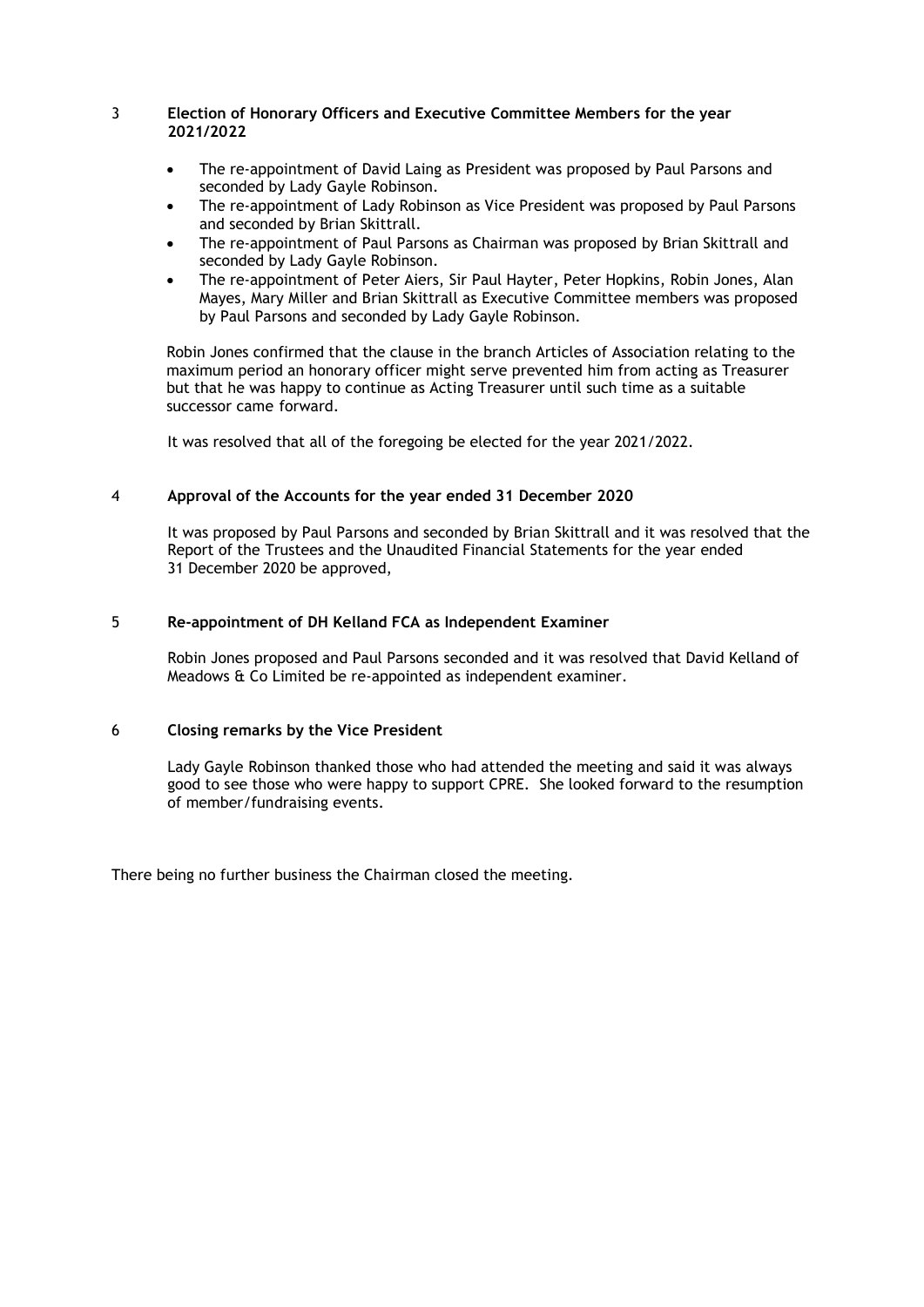### 3 Election of Honorary Officers and Executive Committee Members for the year 2021/2022

- The re-appointment of David Laing as President was proposed by Paul Parsons and seconded by Lady Gayle Robinson.
- The re-appointment of Lady Robinson as Vice President was proposed by Paul Parsons and seconded by Brian Skittrall.
- The re-appointment of Paul Parsons as Chairman was proposed by Brian Skittrall and seconded by Lady Gayle Robinson.
- The re-appointment of Peter Aiers, Sir Paul Hayter, Peter Hopkins, Robin Jones, Alan Mayes, Mary Miller and Brian Skittrall as Executive Committee members was proposed by Paul Parsons and seconded by Lady Gayle Robinson.

Robin Jones confirmed that the clause in the branch Articles of Association relating to the maximum period an honorary officer might serve prevented him from acting as Treasurer but that he was happy to continue as Acting Treasurer until such time as a suitable successor came forward.

It was resolved that all of the foregoing be elected for the year 2021/2022.

### 4 Approval of the Accounts for the year ended 31 December 2020

It was proposed by Paul Parsons and seconded by Brian Skittrall and it was resolved that the Report of the Trustees and the Unaudited Financial Statements for the year ended 31 December 2020 be approved,

### 5 Re-appointment of DH Kelland FCA as Independent Examiner

Robin Jones proposed and Paul Parsons seconded and it was resolved that David Kelland of Meadows & Co Limited be re-appointed as independent examiner.

### 6 Closing remarks by the Vice President

Lady Gayle Robinson thanked those who had attended the meeting and said it was always good to see those who were happy to support CPRE. She looked forward to the resumption of member/fundraising events.

There being no further business the Chairman closed the meeting.